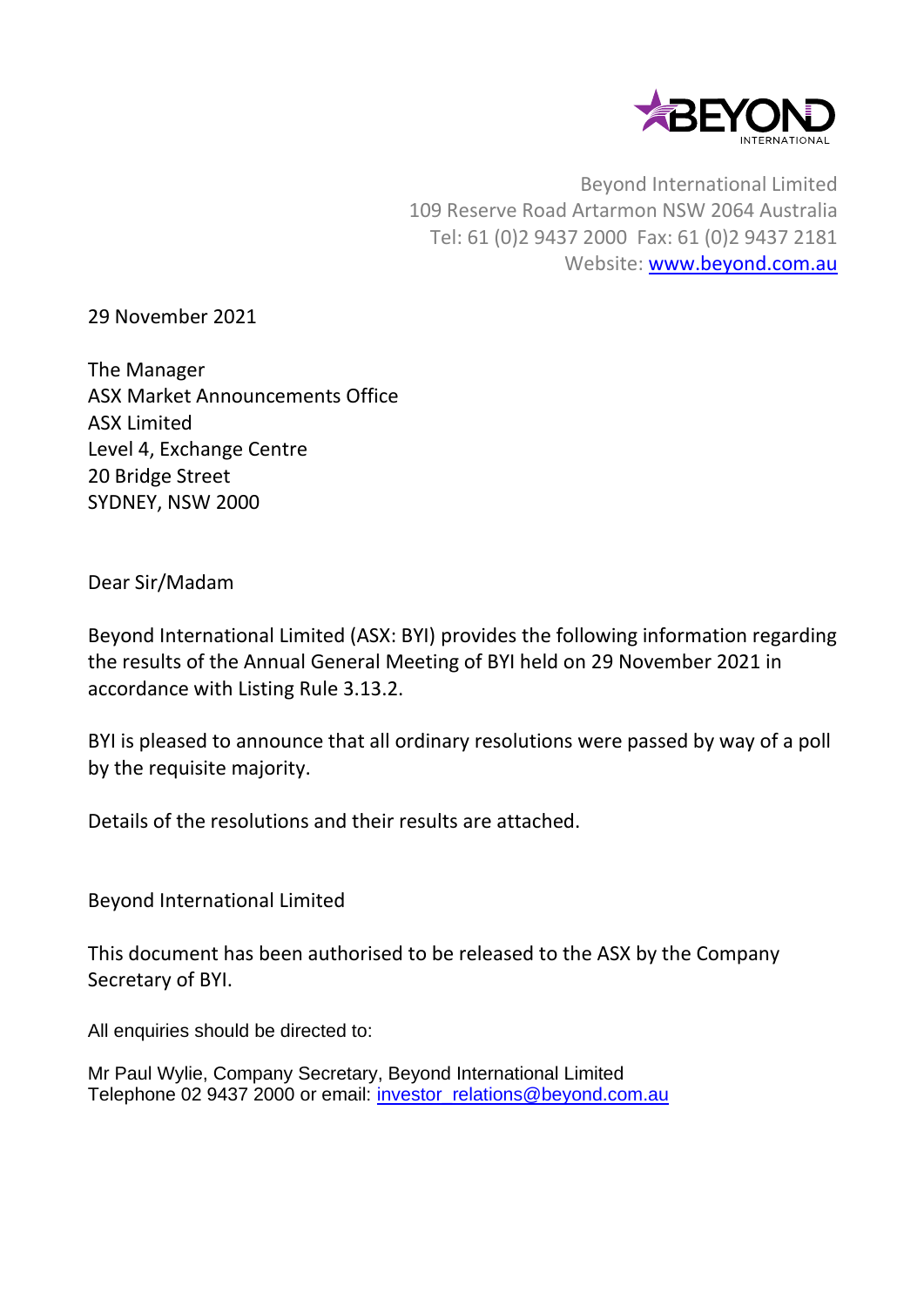BEYOND INTERNATIONAL

Beyond International Limited
109 Reserve Road Artarmon NSW 2064 Australia
Tel: 61 (0)2 9437 2000  Fax: 61 (0)2 9437 2181
Website: www.beyond.com.au

29 November 2021

The Manager
ASX Market Announcements Office
ASX Limited
Level 4, Exchange Centre
20 Bridge Street
SYDNEY, NSW 2000

Dear Sir/Madam

Beyond International Limited (ASX: BYI) provides the following information regarding the results of the Annual General Meeting of BYI held on 29 November 2021 in accordance with Listing Rule 3.13.2.

BYI is pleased to announce that all ordinary resolutions were passed by way of a poll by the requisite majority.

Details of the resolutions and their results are attached.

Beyond International Limited

This document has been authorised to be released to the ASX by the Company Secretary of BYI.

All enquiries should be directed to:

Mr Paul Wylie, Company Secretary, Beyond International Limited
Telephone 02 9437 2000 or email: investor_relations@beyond.com.au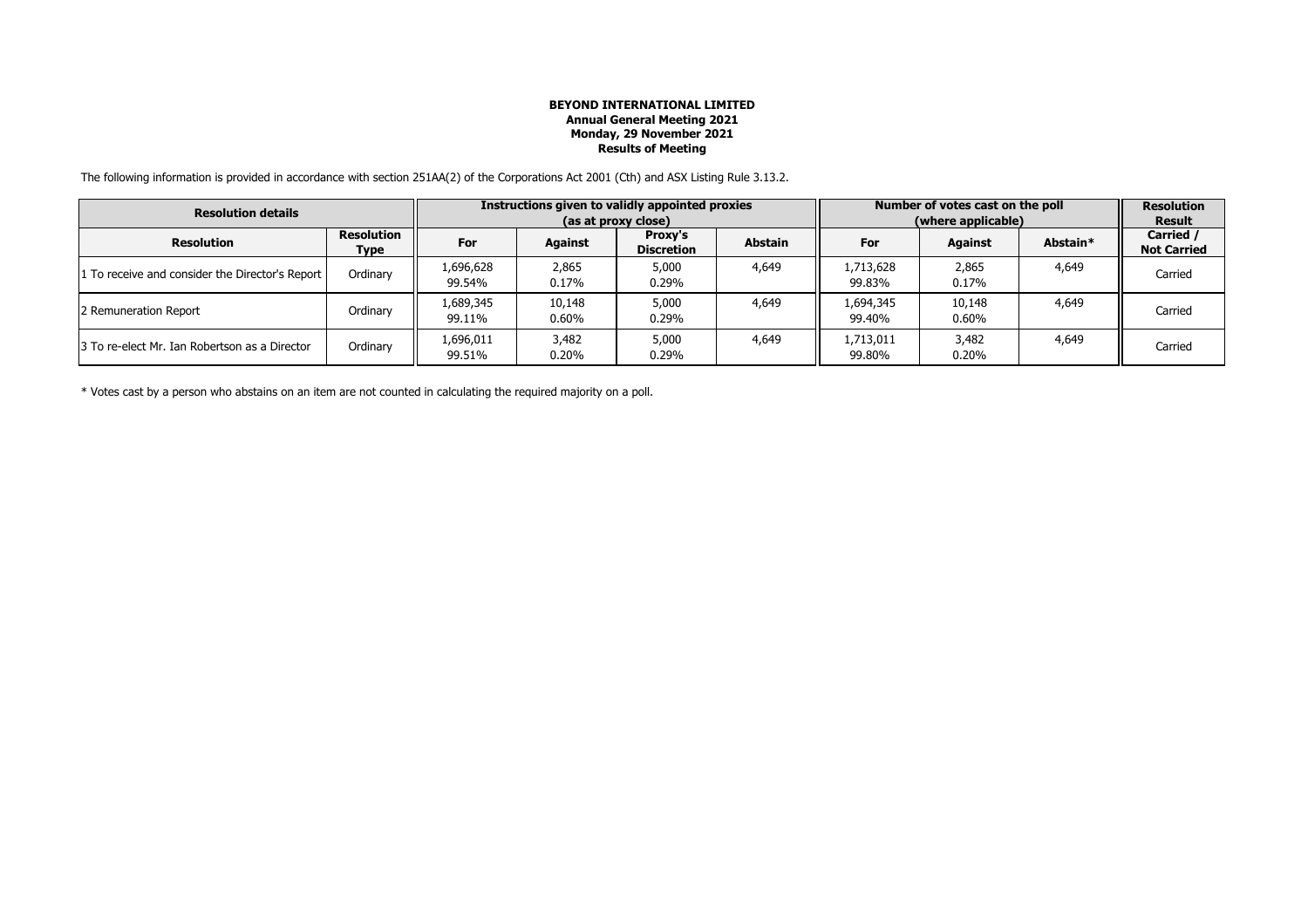**BEYOND INTERNATIONAL LIMITED**
**Annual General Meeting 2021**
**Monday, 29 November 2021**
**Results of Meeting**

The following information is provided in accordance with section 251AA(2) of the Corporations Act 2001 (Cth) and ASX Listing Rule 3.13.2.

| Resolution details | | Instructions given to validly appointed proxies (as at proxy close) | | | | Number of votes cast on the poll (where applicable) | | | Resolution Result |
|---|---|---|---|---|---|---|---|---|---|
| **Resolution** | **Resolution Type** | **For** | **Against** | **Proxy's Discretion** | **Abstain** | **For** | **Against** | **Abstain*** | **Carried / Not Carried** |
| 1 To receive and consider the Director's Report | Ordinary | 1,696,628 99.54% | 2,865 0.17% | 5,000 0.29% | 4,649 | 1,713,628 99.83% | 2,865 0.17% | 4,649 | Carried |
| 2 Remuneration Report | Ordinary | 1,689,345 99.11% | 10,148 0.60% | 5,000 0.29% | 4,649 | 1,694,345 99.40% | 10,148 0.60% | 4,649 | Carried |
| 3 To re-elect Mr. Ian Robertson as a Director | Ordinary | 1,696,011 99.51% | 3,482 0.20% | 5,000 0.29% | 4,649 | 1,713,011 99.80% | 3,482 0.20% | 4,649 | Carried |

* Votes cast by a person who abstains on an item are not counted in calculating the required majority on a poll.